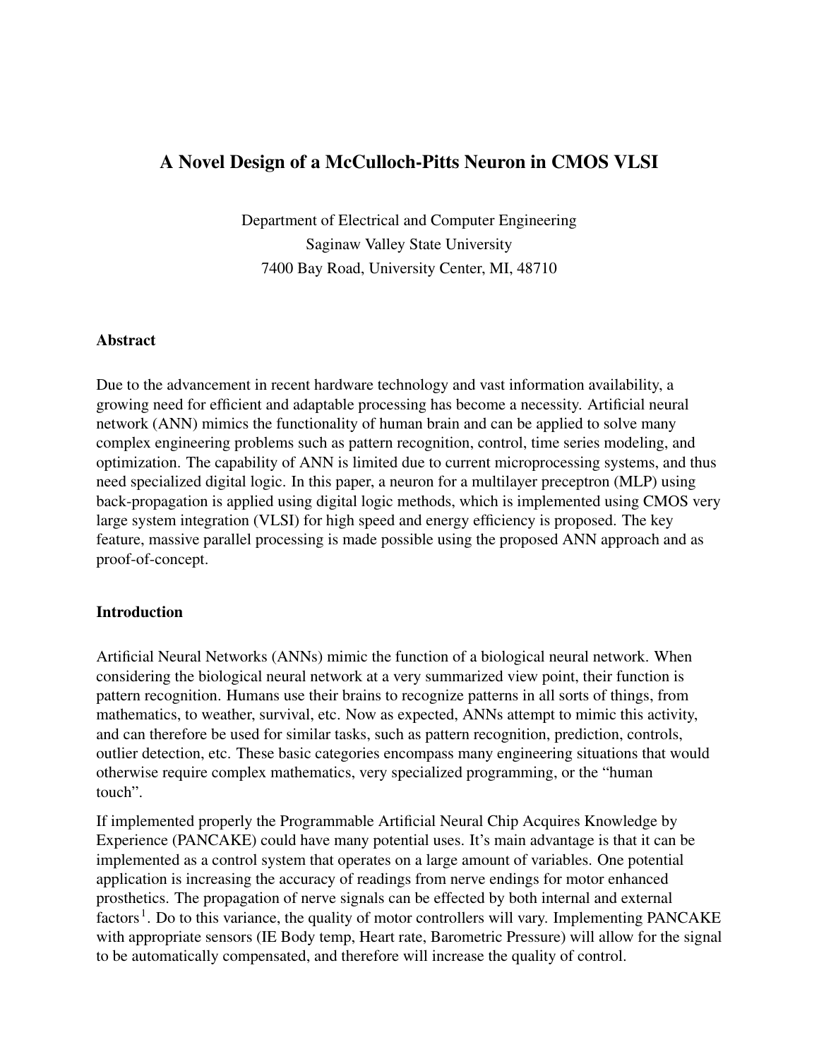# A Novel Design of a McCulloch-Pitts Neuron in CMOS VLSI

Department of Electrical and Computer Engineering
Saginaw Valley State University
7400 Bay Road, University Center, MI, 48710

## Abstract

Due to the advancement in recent hardware technology and vast information availability, a growing need for efficient and adaptable processing has become a necessity. Artificial neural network (ANN) mimics the functionality of human brain and can be applied to solve many complex engineering problems such as pattern recognition, control, time series modeling, and optimization. The capability of ANN is limited due to current microprocessing systems, and thus need specialized digital logic. In this paper, a neuron for a multilayer preceptron (MLP) using back-propagation is applied using digital logic methods, which is implemented using CMOS very large system integration (VLSI) for high speed and energy efficiency is proposed. The key feature, massive parallel processing is made possible using the proposed ANN approach and as proof-of-concept.

## Introduction

Artificial Neural Networks (ANNs) mimic the function of a biological neural network. When considering the biological neural network at a very summarized view point, their function is pattern recognition. Humans use their brains to recognize patterns in all sorts of things, from mathematics, to weather, survival, etc. Now as expected, ANNs attempt to mimic this activity, and can therefore be used for similar tasks, such as pattern recognition, prediction, controls, outlier detection, etc. These basic categories encompass many engineering situations that would otherwise require complex mathematics, very specialized programming, or the "human touch".

If implemented properly the Programmable Artificial Neural Chip Acquires Knowledge by Experience (PANCAKE) could have many potential uses. It's main advantage is that it can be implemented as a control system that operates on a large amount of variables. One potential application is increasing the accuracy of readings from nerve endings for motor enhanced prosthetics. The propagation of nerve signals can be effected by both internal and external factors[1]. Do to this variance, the quality of motor controllers will vary. Implementing PANCAKE with appropriate sensors (IE Body temp, Heart rate, Barometric Pressure) will allow for the signal to be automatically compensated, and therefore will increase the quality of control.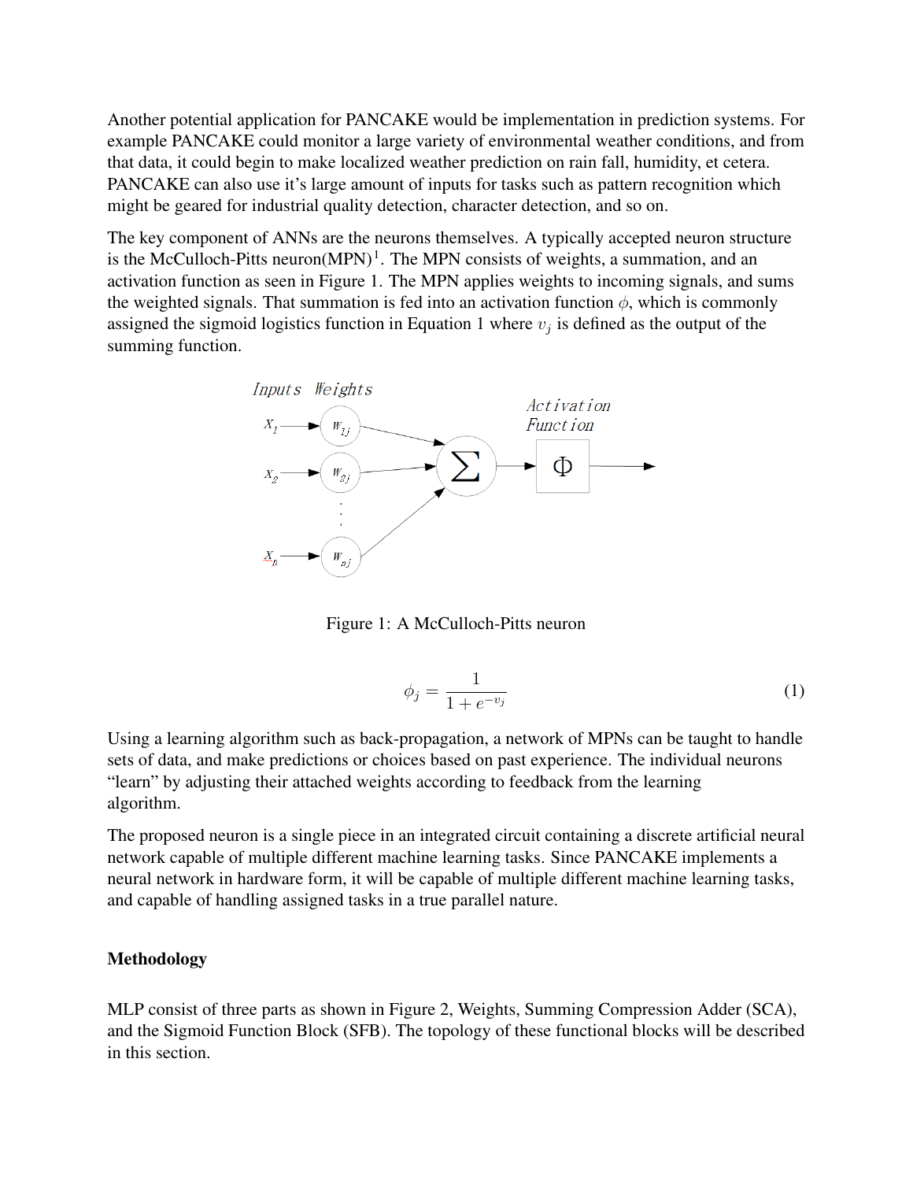Another potential application for PANCAKE would be implementation in prediction systems. For example PANCAKE could monitor a large variety of environmental weather conditions, and from that data, it could begin to make localized weather prediction on rain fall, humidity, et cetera. PANCAKE can also use it's large amount of inputs for tasks such as pattern recognition which might be geared for industrial quality detection, character detection, and so on.

The key component of ANNs are the neurons themselves. A typically accepted neuron structure is the McCulloch-Pitts neuron(MPN)[1]. The MPN consists of weights, a summation, and an activation function as seen in Figure 1. The MPN applies weights to incoming signals, and sums the weighted signals. That summation is fed into an activation function $\phi$, which is commonly assigned the sigmoid logistics function in Equation 1 where $v_j$ is defined as the output of the summing function.

Figure 1: A McCulloch-Pitts neuron

$$\phi_j = \frac{1}{1 + e^{-v_j}} \tag{1}$$

Using a learning algorithm such as back-propagation, a network of MPNs can be taught to handle sets of data, and make predictions or choices based on past experience. The individual neurons "learn" by adjusting their attached weights according to feedback from the learning algorithm.

The proposed neuron is a single piece in an integrated circuit containing a discrete artificial neural network capable of multiple different machine learning tasks. Since PANCAKE implements a neural network in hardware form, it will be capable of multiple different machine learning tasks, and capable of handling assigned tasks in a true parallel nature.

**Methodology**

MLP consist of three parts as shown in Figure 2, Weights, Summing Compression Adder (SCA), and the Sigmoid Function Block (SFB). The topology of these functional blocks will be described in this section.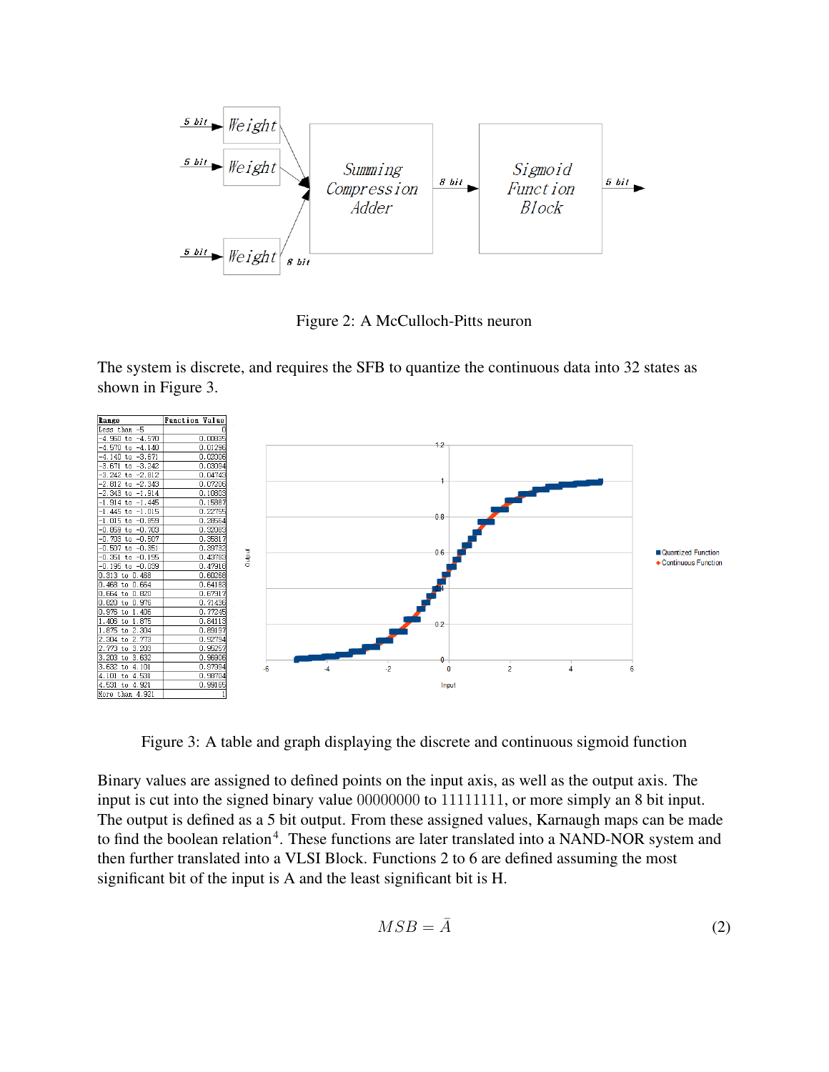Figure 2: A McCulloch-Pitts neuron

The system is discrete, and requires the SFB to quantize the continuous data into 32 states as shown in Figure 3.

| Range | Function Value |
| --- | --- |
| Less than -5 | 0 |
| -4.950 to -4.570 | 0.00835 |
| -4.570 to -4.140 | 0.01296 |
| -4.140 to -3.671 | 0.02006 |
| -3.671 to -3.242 | 0.03094 |
| -3.242 to -2.812 | 0.04743 |
| -2.812 to -2.343 | 0.07206 |
| -2.343 to -1.914 | 0.10803 |
| -1.914 to -1.445 | 0.15887 |
| -1.445 to -1.015 | 0.22755 |
| -1.015 to -0.859 | 0.28564 |
| -0.859 to -0.703 | 0.32083 |
| -0.703 to -0.507 | 0.35817 |
| -0.507 to -0.351 | 0.39732 |
| -0.351 to -0.195 | 0.43783 |
| -0.195 to -0.039 | 0.47916 |
| 0.313 to 0.468 | 0.60268 |
| 0.468 to 0.664 | 0.64183 |
| 0.664 to 0.820 | 0.67917 |
| 0.820 to 0.976 | 0.71436 |
| 0.976 to 1.406 | 0.77245 |
| 1.406 to 1.875 | 0.84113 |
| 1.875 to 2.304 | 0.89197 |
| 2.304 to 2.773 | 0.92794 |
| 2.773 to 3.203 | 0.95257 |
| 3.203 to 3.632 | 0.96906 |
| 3.632 to 4.101 | 0.97994 |
| 4.101 to 4.531 | 0.98704 |
| 4.531 to 4.921 | 0.99165 |
| More than 4.921 | 1 |

Figure 3: A table and graph displaying the discrete and continuous sigmoid function

Binary values are assigned to defined points on the input axis, as well as the output axis. The input is cut into the signed binary value 00000000 to 11111111, or more simply an 8 bit input. The output is defined as a 5 bit output. From these assigned values, Karnaugh maps can be made to find the boolean relation[4]. These functions are later translated into a NAND-NOR system and then further translated into a VLSI Block. Functions 2 to 6 are defined assuming the most significant bit of the input is A and the least significant bit is H.

$$MSB = \bar{A} \tag{2}$$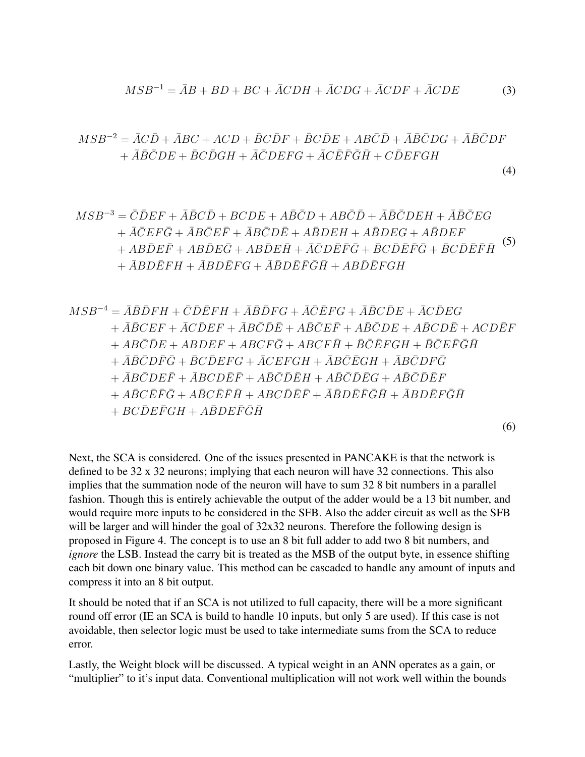$$MSB^{-1} = \bar{A}B + BD + BC + \bar{A}CDH + \bar{A}CDG + \bar{A}CDF + \bar{A}CDE \tag{3}$$

$$\begin{aligned} MSB^{-2} = {} & \bar{A}C\bar{D} + \bar{A}BC + ACD + \bar{B}C\bar{D}F + \bar{B}C\bar{D}E + AB\bar{C}\bar{D} + \bar{A}\bar{B}\bar{C}DG + \bar{A}\bar{B}\bar{C}DF \\ & + \bar{A}\bar{B}\bar{C}DE + \bar{B}C\bar{D}GH + \bar{A}\bar{C}DEFG + \bar{A}C\bar{E}\bar{F}\bar{G}\bar{H} + C\bar{D}EFGH \end{aligned} \tag{4}$$

$$\begin{aligned} MSB^{-3} = {} & \bar{C}\bar{D}EF + \bar{A}\bar{B}C\bar{D} + BCDE + A\bar{B}\bar{C}D + AB\bar{C}\bar{D} + \bar{A}\bar{B}\bar{C}DEH + \bar{A}\bar{B}\bar{C}EG \\ & + \bar{A}\bar{C}EF\bar{G} + \bar{A}\bar{B}\bar{C}E\bar{F} + \bar{A}\bar{B}\bar{C}D\bar{E} + A\bar{B}DEH + A\bar{B}DEG + A\bar{B}DEF \\ & + AB\bar{D}E\bar{F} + AB\bar{D}E\bar{G} + AB\bar{D}E\bar{H} + \bar{A}\bar{C}D\bar{E}\bar{F}\bar{G} + \bar{B}C\bar{D}\bar{E}\bar{F}\bar{G} + \bar{B}C\bar{D}\bar{E}\bar{F}\bar{H} \\ & + \bar{A}BD\bar{E}FH + \bar{A}BD\bar{E}FG + \bar{A}\bar{B}D\bar{E}\bar{F}\bar{G}\bar{H} + AB\bar{D}\bar{E}FGH \end{aligned} \tag{5}$$

$$\begin{aligned} MSB^{-4} = {} & \bar{A}\bar{B}\bar{D}FH + \bar{C}\bar{D}\bar{E}FH + \bar{A}\bar{B}\bar{D}FG + \bar{A}\bar{C}\bar{E}FG + \bar{A}\bar{B}C\bar{D}E + \bar{A}C\bar{D}EG \\ & + \bar{A}\bar{B}CEF + \bar{A}C\bar{D}EF + \bar{A}\bar{B}\bar{C}\bar{D}\bar{E} + A\bar{B}\bar{C}E\bar{F} + \bar{A}\bar{B}\bar{C}DE + \bar{A}\bar{B}CD\bar{E} + ACD\bar{E}F \\ & + AB\bar{C}\bar{D}E + ABDEF + ABCF\bar{G} + ABCF\bar{H} + \bar{B}\bar{C}\bar{E}FGH + \bar{B}\bar{C}E\bar{F}\bar{G}\bar{H} \\ & + \bar{A}\bar{B}\bar{C}D\bar{F}\bar{G} + \bar{B}C\bar{D}EFG + \bar{A}CEFGH + \bar{A}B\bar{C}\bar{E}GH + \bar{A}B\bar{C}DF\bar{G} \\ & + \bar{A}B\bar{C}DE\bar{F} + \bar{A}BCD\bar{E}\bar{F} + A\bar{B}\bar{C}\bar{D}\bar{E}H + A\bar{B}\bar{C}\bar{D}\bar{E}G + A\bar{B}\bar{C}\bar{D}\bar{E}F \\ & + A\bar{B}C\bar{E}\bar{F}\bar{G} + A\bar{B}C\bar{E}\bar{F}\bar{H} + ABC\bar{D}\bar{E}\bar{F} + \bar{A}\bar{B}D\bar{E}\bar{F}\bar{G}\bar{H} + \bar{A}BD\bar{E}F\bar{G}\bar{H} \\ & + BC\bar{D}E\bar{F}GH + A\bar{B}DE\bar{F}\bar{G}\bar{H} \end{aligned} \tag{6}$$

Next, the SCA is considered. One of the issues presented in PANCAKE is that the network is defined to be 32 x 32 neurons; implying that each neuron will have 32 connections. This also implies that the summation node of the neuron will have to sum 32 8 bit numbers in a parallel fashion. Though this is entirely achievable the output of the adder would be a 13 bit number, and would require more inputs to be considered in the SFB. Also the adder circuit as well as the SFB will be larger and will hinder the goal of 32x32 neurons. Therefore the following design is proposed in Figure 4. The concept is to use an 8 bit full adder to add two 8 bit numbers, and *ignore* the LSB. Instead the carry bit is treated as the MSB of the output byte, in essence shifting each bit down one binary value. This method can be cascaded to handle any amount of inputs and compress it into an 8 bit output.

It should be noted that if an SCA is not utilized to full capacity, there will be a more significant round off error (IE an SCA is build to handle 10 inputs, but only 5 are used). If this case is not avoidable, then selector logic must be used to take intermediate sums from the SCA to reduce error.

Lastly, the Weight block will be discussed. A typical weight in an ANN operates as a gain, or "multiplier" to it's input data. Conventional multiplication will not work well within the bounds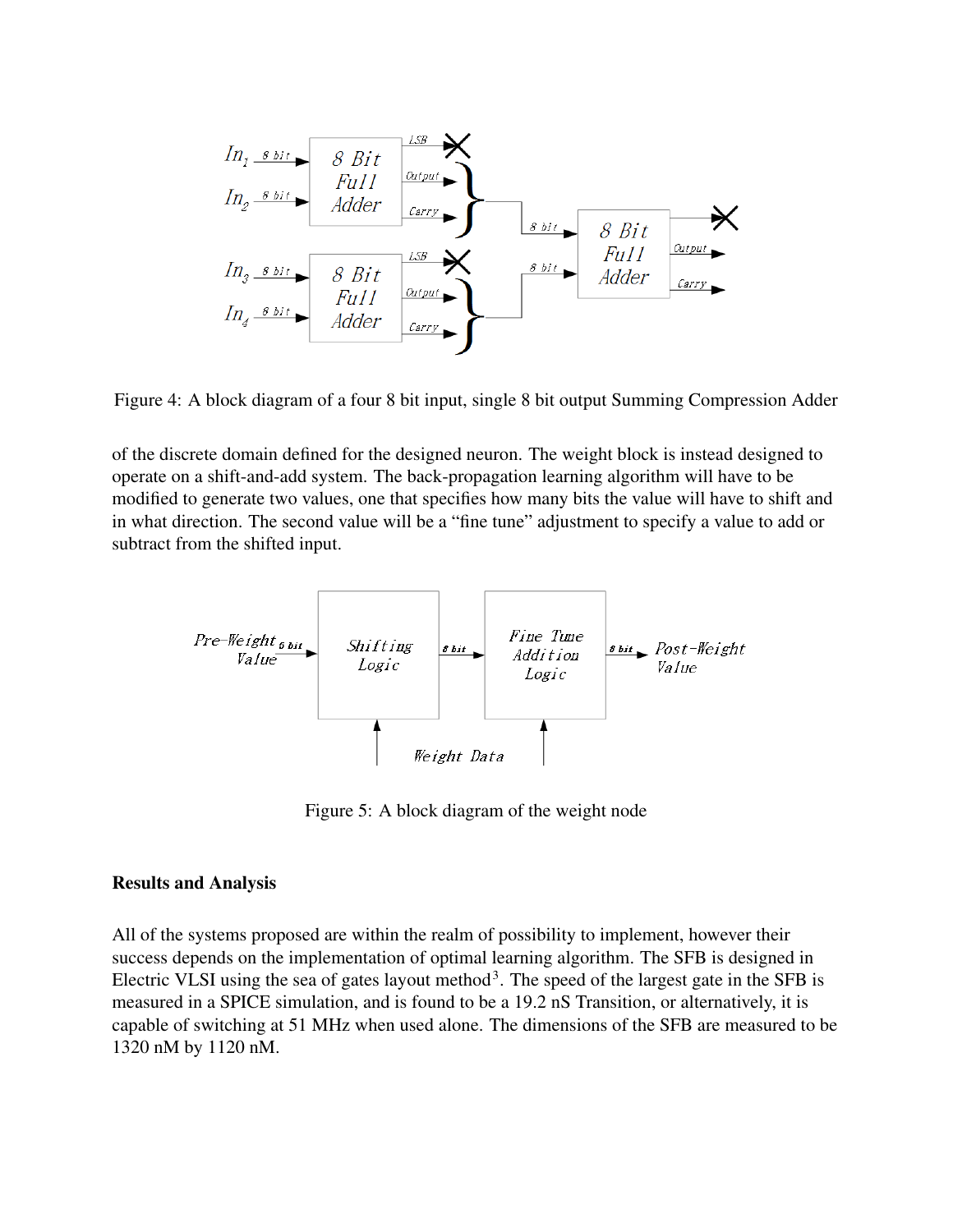Figure 4: A block diagram of a four 8 bit input, single 8 bit output Summing Compression Adder

of the discrete domain defined for the designed neuron. The weight block is instead designed to operate on a shift-and-add system. The back-propagation learning algorithm will have to be modified to generate two values, one that specifies how many bits the value will have to shift and in what direction. The second value will be a "fine tune" adjustment to specify a value to add or subtract from the shifted input.

Figure 5: A block diagram of the weight node

**Results and Analysis**

All of the systems proposed are within the realm of possibility to implement, however their success depends on the implementation of optimal learning algorithm. The SFB is designed in Electric VLSI using the sea of gates layout method[3]. The speed of the largest gate in the SFB is measured in a SPICE simulation, and is found to be a 19.2 nS Transition, or alternatively, it is capable of switching at 51 MHz when used alone. The dimensions of the SFB are measured to be 1320 nM by 1120 nM.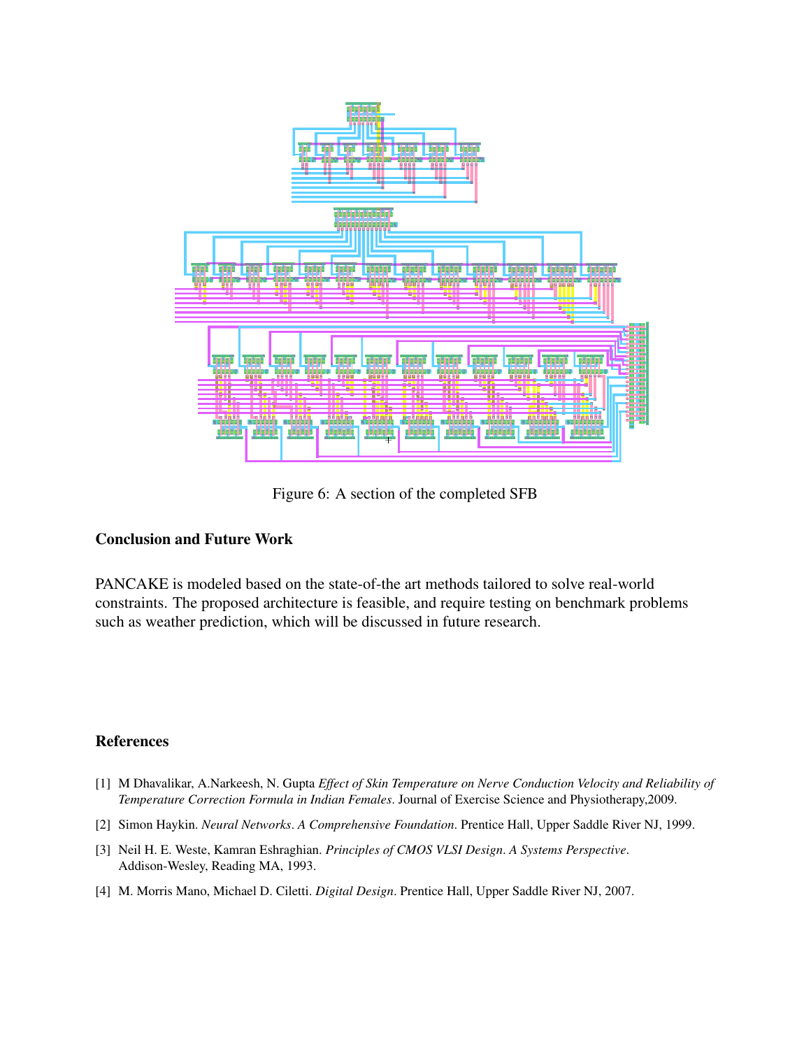Figure 6: A section of the completed SFB

## Conclusion and Future Work

PANCAKE is modeled based on the state-of-the art methods tailored to solve real-world constraints. The proposed architecture is feasible, and require testing on benchmark problems such as weather prediction, which will be discussed in future research.

## References

[1] M Dhavalikar, A.Narkeesh, N. Gupta *Effect of Skin Temperature on Nerve Conduction Velocity and Reliability of Temperature Correction Formula in Indian Females*. Journal of Exercise Science and Physiotherapy,2009.

[2] Simon Haykin. *Neural Networks. A Comprehensive Foundation*. Prentice Hall, Upper Saddle River NJ, 1999.

[3] Neil H. E. Weste, Kamran Eshraghian. *Principles of CMOS VLSI Design. A Systems Perspective*. Addison-Wesley, Reading MA, 1993.

[4] M. Morris Mano, Michael D. Ciletti. *Digital Design*. Prentice Hall, Upper Saddle River NJ, 2007.